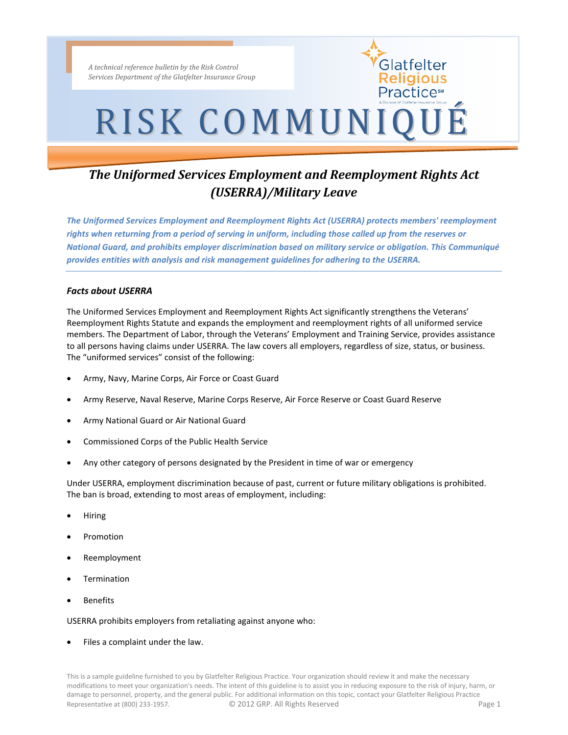*A technical reference bulletin by the Risk Control Services Department of the Glatfelter Insurance Group*

Glatfelter Religious Practice℠
A Division of Glatfelter Insurance Group

# RISK COMMUNIQUÉ

## *The Uniformed Services Employment and Reemployment Rights Act (USERRA)/Military Leave*

***The Uniformed Services Employment and Reemployment Rights Act (USERRA) protects members' reemployment rights when returning from a period of serving in uniform, including those called up from the reserves or National Guard, and prohibits employer discrimination based on military service or obligation. This Communiqué provides entities with analysis and risk management guidelines for adhering to the USERRA.***

---

### *Facts about USERRA*

The Uniformed Services Employment and Reemployment Rights Act significantly strengthens the Veterans' Reemployment Rights Statute and expands the employment and reemployment rights of all uniformed service members. The Department of Labor, through the Veterans' Employment and Training Service, provides assistance to all persons having claims under USERRA. The law covers all employers, regardless of size, status, or business. The "uniformed services" consist of the following:

- Army, Navy, Marine Corps, Air Force or Coast Guard
- Army Reserve, Naval Reserve, Marine Corps Reserve, Air Force Reserve or Coast Guard Reserve
- Army National Guard or Air National Guard
- Commissioned Corps of the Public Health Service
- Any other category of persons designated by the President in time of war or emergency

Under USERRA, employment discrimination because of past, current or future military obligations is prohibited. The ban is broad, extending to most areas of employment, including:

- Hiring
- Promotion
- Reemployment
- Termination
- Benefits

USERRA prohibits employers from retaliating against anyone who:

- Files a complaint under the law.

This is a sample guideline furnished to you by Glatfelter Religious Practice. Your organization should review it and make the necessary modifications to meet your organization's needs. The intent of this guideline is to assist you in reducing exposure to the risk of injury, harm, or damage to personnel, property, and the general public. For additional information on this topic, contact your Glatfelter Religious Practice Representative at (800) 233-1957. © 2012 GRP. All Rights Reserved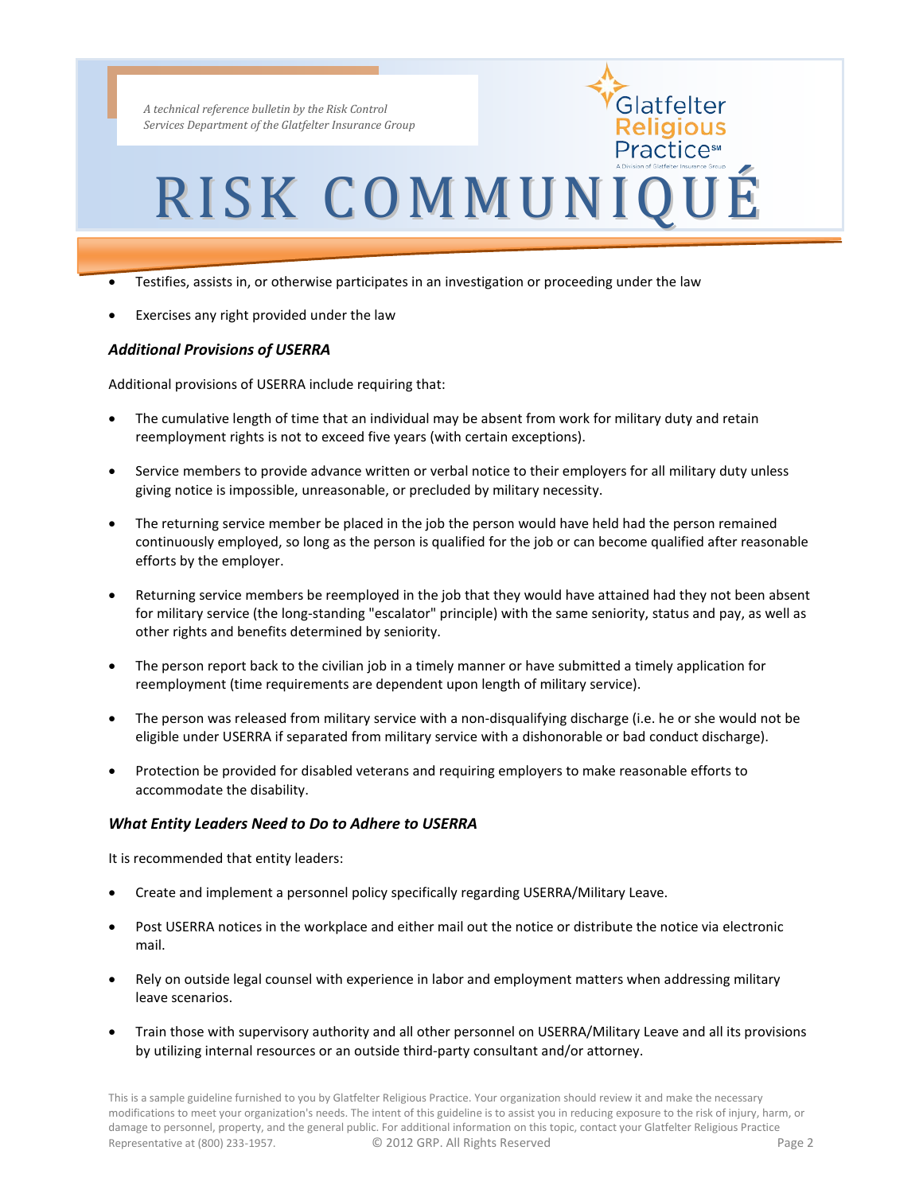- Testifies, assists in, or otherwise participates in an investigation or proceeding under the law
- Exercises any right provided under the law

### *Additional Provisions of USERRA*

Additional provisions of USERRA include requiring that:

- The cumulative length of time that an individual may be absent from work for military duty and retain reemployment rights is not to exceed five years (with certain exceptions).
- Service members to provide advance written or verbal notice to their employers for all military duty unless giving notice is impossible, unreasonable, or precluded by military necessity.
- The returning service member be placed in the job the person would have held had the person remained continuously employed, so long as the person is qualified for the job or can become qualified after reasonable efforts by the employer.
- Returning service members be reemployed in the job that they would have attained had they not been absent for military service (the long-standing "escalator" principle) with the same seniority, status and pay, as well as other rights and benefits determined by seniority.
- The person report back to the civilian job in a timely manner or have submitted a timely application for reemployment (time requirements are dependent upon length of military service).
- The person was released from military service with a non-disqualifying discharge (i.e. he or she would not be eligible under USERRA if separated from military service with a dishonorable or bad conduct discharge).
- Protection be provided for disabled veterans and requiring employers to make reasonable efforts to accommodate the disability.

### *What Entity Leaders Need to Do to Adhere to USERRA*

It is recommended that entity leaders:

- Create and implement a personnel policy specifically regarding USERRA/Military Leave.
- Post USERRA notices in the workplace and either mail out the notice or distribute the notice via electronic mail.
- Rely on outside legal counsel with experience in labor and employment matters when addressing military leave scenarios.
- Train those with supervisory authority and all other personnel on USERRA/Military Leave and all its provisions by utilizing internal resources or an outside third-party consultant and/or attorney.

This is a sample guideline furnished to you by Glatfelter Religious Practice. Your organization should review it and make the necessary modifications to meet your organization's needs. The intent of this guideline is to assist you in reducing exposure to the risk of injury, harm, or damage to personnel, property, and the general public. For additional information on this topic, contact your Glatfelter Religious Practice Representative at (800) 233-1957.

© 2012 GRP. All Rights Reserved